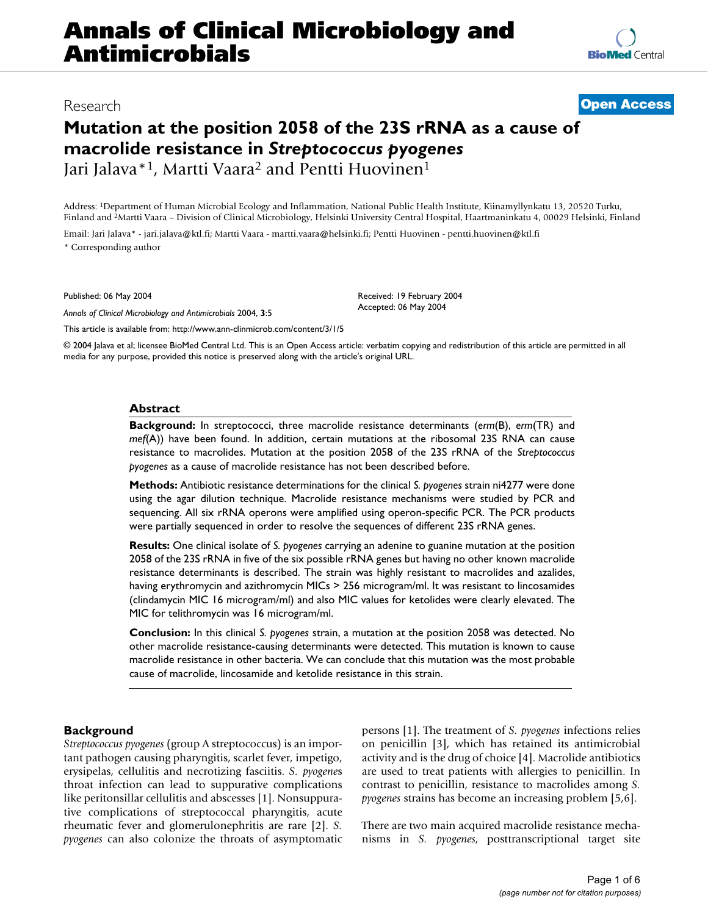# Annals of Clinical Microbiology and Antimicrobials

Research **Open Access**

# Mutation at the position 2058 of the 23S rRNA as a cause of macrolide resistance in *Streptococcus pyogenes*

Jari Jalava*[1], Martti Vaara[2] and Pentti Huovinen[1]

Address: [1]Department of Human Microbial Ecology and Inflammation, National Public Health Institute, Kiinamyllynkatu 13, 20520 Turku, Finland and [2]Martti Vaara – Division of Clinical Microbiology, Helsinki University Central Hospital, Haartmaninkatu 4, 00029 Helsinki, Finland

Email: Jari Jalava* - jari.jalava@ktl.fi; Martti Vaara - martti.vaara@helsinki.fi; Pentti Huovinen - pentti.huovinen@ktl.fi

\* Corresponding author

Published: 06 May 2004

*Annals of Clinical Microbiology and Antimicrobials* 2004, **3**:5

Received: 19 February 2004
Accepted: 06 May 2004

This article is available from: http://www.ann-clinmicrob.com/content/3/1/5

© 2004 Jalava et al; licensee BioMed Central Ltd. This is an Open Access article: verbatim copying and redistribution of this article are permitted in all media for any purpose, provided this notice is preserved along with the article's original URL.

## Abstract

**Background:** In streptococci, three macrolide resistance determinants (*erm*(B), *erm*(TR) and *mef*(A)) have been found. In addition, certain mutations at the ribosomal 23S RNA can cause resistance to macrolides. Mutation at the position 2058 of the 23S rRNA of the *Streptococcus pyogenes* as a cause of macrolide resistance has not been described before.

**Methods:** Antibiotic resistance determinations for the clinical *S. pyogenes* strain ni4277 were done using the agar dilution technique. Macrolide resistance mechanisms were studied by PCR and sequencing. All six rRNA operons were amplified using operon-specific PCR. The PCR products were partially sequenced in order to resolve the sequences of different 23S rRNA genes.

**Results:** One clinical isolate of *S. pyogenes* carrying an adenine to guanine mutation at the position 2058 of the 23S rRNA in five of the six possible rRNA genes but having no other known macrolide resistance determinants is described. The strain was highly resistant to macrolides and azalides, having erythromycin and azithromycin MICs > 256 microgram/ml. It was resistant to lincosamides (clindamycin MIC 16 microgram/ml) and also MIC values for ketolides were clearly elevated. The MIC for telithromycin was 16 microgram/ml.

**Conclusion:** In this clinical *S. pyogenes* strain, a mutation at the position 2058 was detected. No other macrolide resistance-causing determinants were detected. This mutation is known to cause macrolide resistance in other bacteria. We can conclude that this mutation was the most probable cause of macrolide, lincosamide and ketolide resistance in this strain.

## Background

*Streptococcus pyogenes* (group A streptococcus) is an important pathogen causing pharyngitis, scarlet fever, impetigo, erysipelas, cellulitis and necrotizing fasciitis. *S. pyogenes* throat infection can lead to suppurative complications like peritonsillar cellulitis and abscesses [1]. Nonsuppurative complications of streptococcal pharyngitis, acute rheumatic fever and glomerulonephritis are rare [2]. *S. pyogenes* can also colonize the throats of asymptomatic persons [1]. The treatment of *S. pyogenes* infections relies on penicillin [3], which has retained its antimicrobial activity and is the drug of choice [4]. Macrolide antibiotics are used to treat patients with allergies to penicillin. In contrast to penicillin, resistance to macrolides among *S. pyogenes* strains has become an increasing problem [5,6].

There are two main acquired macrolide resistance mechanisms in *S. pyogenes*, posttranscriptional target site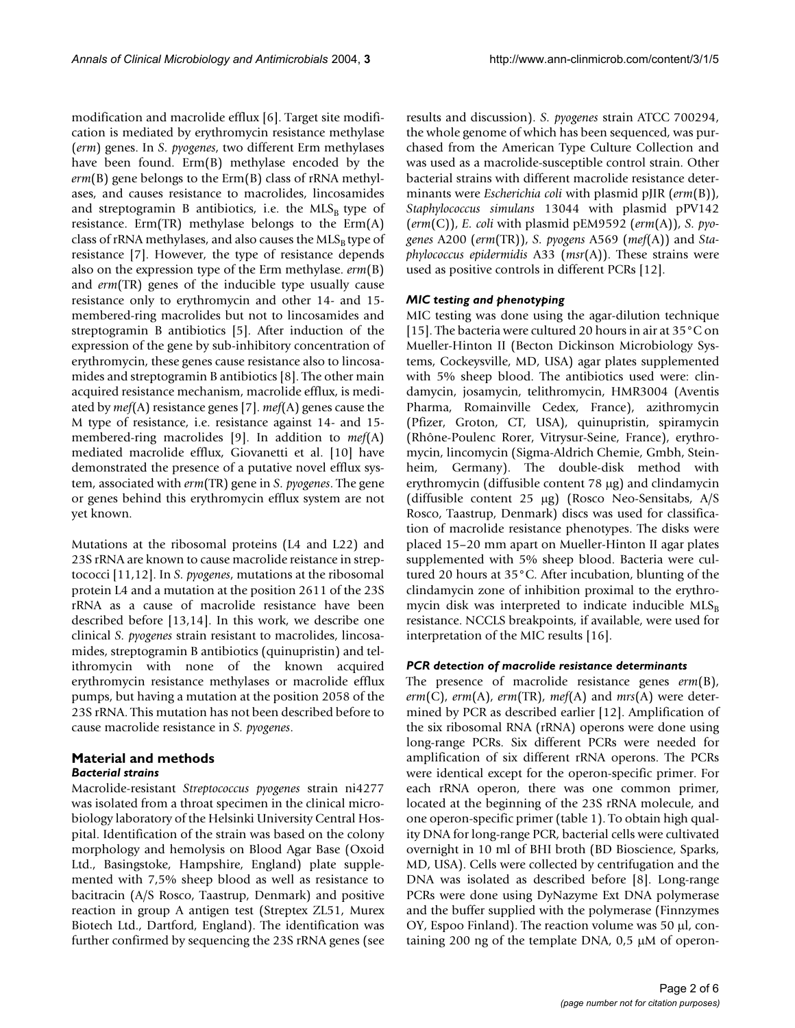modification and macrolide efflux [6]. Target site modification is mediated by erythromycin resistance methylase (*erm*) genes. In *S. pyogenes*, two different Erm methylases have been found. Erm(B) methylase encoded by the *erm*(B) gene belongs to the Erm(B) class of rRNA methylases, and causes resistance to macrolides, lincosamides and streptogramin B antibiotics, i.e. the $MLS_B$ type of resistance. Erm(TR) methylase belongs to the Erm(A) class of rRNA methylases, and also causes the $MLS_B$ type of resistance [7]. However, the type of resistance depends also on the expression type of the Erm methylase. *erm*(B) and *erm*(TR) genes of the inducible type usually cause resistance only to erythromycin and other 14- and 15-membered-ring macrolides but not to lincosamides and streptogramin B antibiotics [5]. After induction of the expression of the gene by sub-inhibitory concentration of erythromycin, these genes cause resistance also to lincosamides and streptogramin B antibiotics [8]. The other main acquired resistance mechanism, macrolide efflux, is mediated by *mef*(A) resistance genes [7]. *mef*(A) genes cause the M type of resistance, i.e. resistance against 14- and 15-membered-ring macrolides [9]. In addition to *mef*(A) mediated macrolide efflux, Giovanetti et al. [10] have demonstrated the presence of a putative novel efflux system, associated with *erm*(TR) gene in *S. pyogenes*. The gene or genes behind this erythromycin efflux system are not yet known.

Mutations at the ribosomal proteins (L4 and L22) and 23S rRNA are known to cause macrolide reistance in streptococci [11,12]. In *S. pyogenes*, mutations at the ribosomal protein L4 and a mutation at the position 2611 of the 23S rRNA as a cause of macrolide resistance have been described before [13,14]. In this work, we describe one clinical *S. pyogenes* strain resistant to macrolides, lincosamides, streptogramin B antibiotics (quinupristin) and telithromycin with none of the known acquired erythromycin resistance methylases or macrolide efflux pumps, but having a mutation at the position 2058 of the 23S rRNA. This mutation has not been described before to cause macrolide resistance in *S. pyogenes*.

## Material and methods

### *Bacterial strains*

Macrolide-resistant *Streptococcus pyogenes* strain ni4277 was isolated from a throat specimen in the clinical microbiology laboratory of the Helsinki University Central Hospital. Identification of the strain was based on the colony morphology and hemolysis on Blood Agar Base (Oxoid Ltd., Basingstoke, Hampshire, England) plate supplemented with 7,5% sheep blood as well as resistance to bacitracin (A/S Rosco, Taastrup, Denmark) and positive reaction in group A antigen test (Streptex ZL51, Murex Biotech Ltd., Dartford, England). The identification was further confirmed by sequencing the 23S rRNA genes (see results and discussion). *S. pyogenes* strain ATCC 700294, the whole genome of which has been sequenced, was purchased from the American Type Culture Collection and was used as a macrolide-susceptible control strain. Other bacterial strains with different macrolide resistance determinants were *Escherichia coli* with plasmid pJIR (*erm*(B)), *Staphylococcus simulans* 13044 with plasmid pPV142 (*erm*(C)), *E. coli* with plasmid pEM9592 (*erm*(A)), *S. pyogenes* A200 (*erm*(TR)), *S. pyogens* A569 (*mef*(A)) and *Staphylococcus epidermidis* A33 (*msr*(A)). These strains were used as positive controls in different PCRs [12].

### *MIC testing and phenotyping*

MIC testing was done using the agar-dilution technique [15]. The bacteria were cultured 20 hours in air at 35°C on Mueller-Hinton II (Becton Dickinson Microbiology Systems, Cockeysville, MD, USA) agar plates supplemented with 5% sheep blood. The antibiotics used were: clindamycin, josamycin, telithromycin, HMR3004 (Aventis Pharma, Romainville Cedex, France), azithromycin (Pfizer, Groton, CT, USA), quinupristin, spiramycin (Rhône-Poulenc Rorer, Vitrysur-Seine, France), erythromycin, lincomycin (Sigma-Aldrich Chemie, Gmbh, Steinheim, Germany). The double-disk method with erythromycin (diffusible content 78 μg) and clindamycin (diffusible content 25 μg) (Rosco Neo-Sensitabs, A/S Rosco, Taastrup, Denmark) discs was used for classification of macrolide resistance phenotypes. The disks were placed 15–20 mm apart on Mueller-Hinton II agar plates supplemented with 5% sheep blood. Bacteria were cultured 20 hours at 35°C. After incubation, blunting of the clindamycin zone of inhibition proximal to the erythromycin disk was interpreted to indicate inducible $MLS_B$ resistance. NCCLS breakpoints, if available, were used for interpretation of the MIC results [16].

### *PCR detection of macrolide resistance determinants*

The presence of macrolide resistance genes *erm*(B), *erm*(C), *erm*(A), *erm*(TR), *mef*(A) and *mrs*(A) were determined by PCR as described earlier [12]. Amplification of the six ribosomal RNA (rRNA) operons were done using long-range PCRs. Six different PCRs were needed for amplification of six different rRNA operons. The PCRs were identical except for the operon-specific primer. For each rRNA operon, there was one common primer, located at the beginning of the 23S rRNA molecule, and one operon-specific primer (table 1). To obtain high quality DNA for long-range PCR, bacterial cells were cultivated overnight in 10 ml of BHI broth (BD Bioscience, Sparks, MD, USA). Cells were collected by centrifugation and the DNA was isolated as described before [8]. Long-range PCRs were done using DyNazyme Ext DNA polymerase and the buffer supplied with the polymerase (Finnzymes OY, Espoo Finland). The reaction volume was 50 μl, containing 200 ng of the template DNA, 0,5 μM of operon-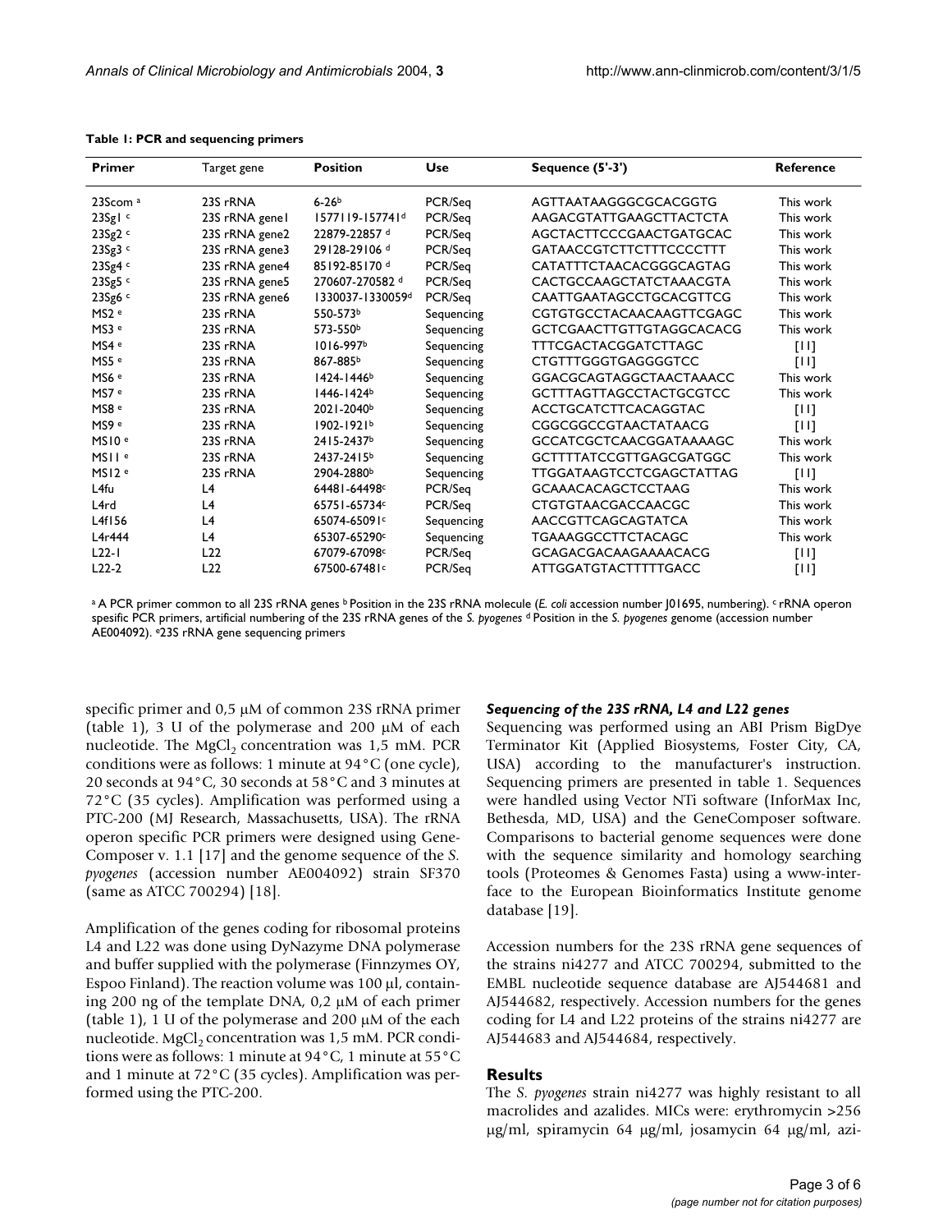**Table 1: PCR and sequencing primers**

| Primer | Target gene | Position | Use | Sequence (5'-3') | Reference |
| --- | --- | --- | --- | --- | --- |
| 23Scom [a] | 23S rRNA | 6-26[b] | PCR/Seq | AGTTAATAAGGGCGCACGGTG | This work |
| 23Sg1 [c] | 23S rRNA gene1 | 1577119-1577741[d] | PCR/Seq | AAGACGTATTGAAGCTTACTCTA | This work |
| 23Sg2 [c] | 23S rRNA gene2 | 22879-22857 [d] | PCR/Seq | AGCTACTTCCCGAACTGATGCAC | This work |
| 23Sg3 [c] | 23S rRNA gene3 | 29128-29106 [d] | PCR/Seq | GATAACCGTCTTCTTTCCCCTTT | This work |
| 23Sg4 [c] | 23S rRNA gene4 | 85192-85170 [d] | PCR/Seq | CATATTTCTAACACGGGCAGTAG | This work |
| 23Sg5 [c] | 23S rRNA gene5 | 270607-270582 [d] | PCR/Seq | CACTGCCAAGCTATCTAAACGTA | This work |
| 23Sg6 [c] | 23S rRNA gene6 | 1330037-1330059[d] | PCR/Seq | CAATTGAATAGCCTGCACGTTCG | This work |
| MS2 [e] | 23S rRNA | 550-573[b] | Sequencing | CGTGTGCCTACAACAAGTTCGAGC | This work |
| MS3 [e] | 23S rRNA | 573-550[b] | Sequencing | GCTCGAACTTGTTGTAGGCACACG | This work |
| MS4 [e] | 23S rRNA | 1016-997[b] | Sequencing | TTTCGACTACGGATCTTAGC | [11] |
| MS5 [e] | 23S rRNA | 867-885[b] | Sequencing | CTGTTTGGGTGAGGGGTCC | [11] |
| MS6 [e] | 23S rRNA | 1424-1446[b] | Sequencing | GGACGCAGTAGGCTAACTAAACC | This work |
| MS7 [e] | 23S rRNA | 1446-1424[b] | Sequencing | GCTTTAGTTAGCCTACTGCGTCC | This work |
| MS8 [e] | 23S rRNA | 2021-2040[b] | Sequencing | ACCTGCATCTTCACAGGTAC | [11] |
| MS9 [e] | 23S rRNA | 1902-1921[b] | Sequencing | CGGCGGCCGTAACTATAACG | [11] |
| MS10 [e] | 23S rRNA | 2415-2437[b] | Sequencing | GCCATCGCTCAACGGATAAAAGC | This work |
| MS11 [e] | 23S rRNA | 2437-2415[b] | Sequencing | GCTTTTATCCGTTGAGCGATGGC | This work |
| MS12 [e] | 23S rRNA | 2904-2880[b] | Sequencing | TTGGATAAGTCCTCGAGCTATTAG | [11] |
| L4fu | L4 | 64481-64498[c] | PCR/Seq | GCAAACACAGCTCCTAAG | This work |
| L4rd | L4 | 65751-65734[c] | PCR/Seq | CTGTGTAACGACCAACGC | This work |
| L4f156 | L4 | 65074-65091[c] | Sequencing | AACCGTTCAGCAGTATCA | This work |
| L4r444 | L4 | 65307-65290[c] | Sequencing | TGAAAGGCCTTCTACAGC | This work |
| L22-1 | L22 | 67079-67098[c] | PCR/Seq | GCAGACGACAAGAAAACACG | [11] |
| L22-2 | L22 | 67500-67481[c] | PCR/Seq | ATTGGATGTACTTTTTGACC | [11] |

[a] A PCR primer common to all 23S rRNA genes [b] Position in the 23S rRNA molecule (*E. coli* accession number J01695, numbering). [c] rRNA operon spesific PCR primers, artificial numbering of the 23S rRNA genes of the *S. pyogenes* [d] Position in the *S. pyogenes* genome (accession number AE004092). [e] 23S rRNA gene sequencing primers

specific primer and 0,5 μM of common 23S rRNA primer (table 1), 3 U of the polymerase and 200 μM of each nucleotide. The $MgCl_2$ concentration was 1,5 mM. PCR conditions were as follows: 1 minute at 94°C (one cycle), 20 seconds at 94°C, 30 seconds at 58°C and 3 minutes at 72°C (35 cycles). Amplification was performed using a PTC-200 (MJ Research, Massachusetts, USA). The rRNA operon specific PCR primers were designed using Gene-Composer v. 1.1 [17] and the genome sequence of the *S. pyogenes* (accession number AE004092) strain SF370 (same as ATCC 700294) [18].

Amplification of the genes coding for ribosomal proteins L4 and L22 was done using DyNazyme DNA polymerase and buffer supplied with the polymerase (Finnzymes OY, Espoo Finland). The reaction volume was 100 μl, containing 200 ng of the template DNA, 0,2 μM of each primer (table 1), 1 U of the polymerase and 200 μM of the each nucleotide. $MgCl_2$ concentration was 1,5 mM. PCR conditions were as follows: 1 minute at 94°C, 1 minute at 55°C and 1 minute at 72°C (35 cycles). Amplification was performed using the PTC-200.

### *Sequencing of the 23S rRNA, L4 and L22 genes*

Sequencing was performed using an ABI Prism BigDye Terminator Kit (Applied Biosystems, Foster City, CA, USA) according to the manufacturer's instruction. Sequencing primers are presented in table 1. Sequences were handled using Vector NTi software (InforMax Inc, Bethesda, MD, USA) and the GeneComposer software. Comparisons to bacterial genome sequences were done with the sequence similarity and homology searching tools (Proteomes & Genomes Fasta) using a www-interface to the European Bioinformatics Institute genome database [19].

Accession numbers for the 23S rRNA gene sequences of the strains ni4277 and ATCC 700294, submitted to the EMBL nucleotide sequence database are AJ544681 and AJ544682, respectively. Accession numbers for the genes coding for L4 and L22 proteins of the strains ni4277 are AJ544683 and AJ544684, respectively.

## Results

The *S. pyogenes* strain ni4277 was highly resistant to all macrolides and azalides. MICs were: erythromycin >256 μg/ml, spiramycin 64 μg/ml, josamycin 64 μg/ml, azi-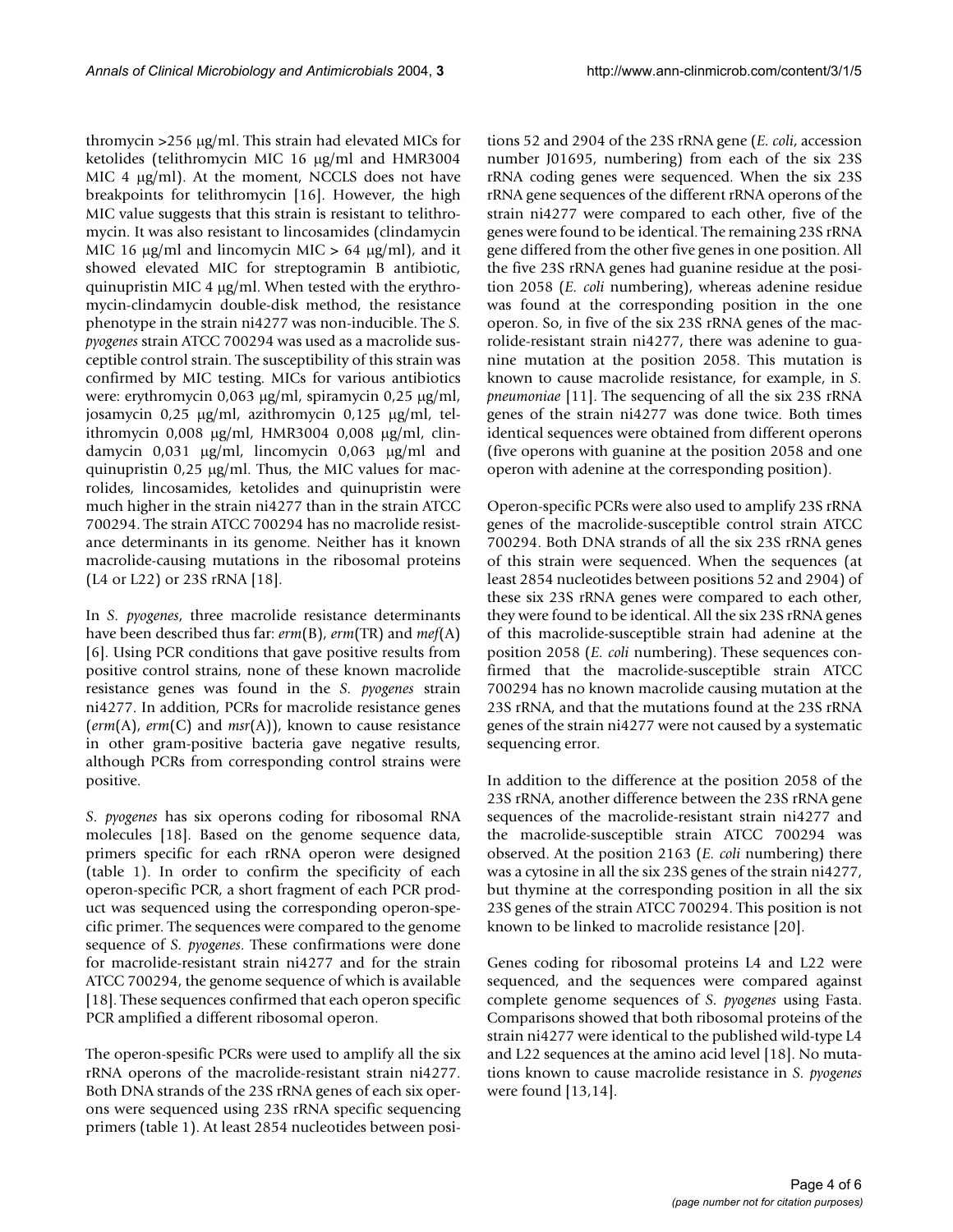thromycin >256 μg/ml. This strain had elevated MICs for ketolides (telithromycin MIC 16 μg/ml and HMR3004 MIC 4 μg/ml). At the moment, NCCLS does not have breakpoints for telithromycin [16]. However, the high MIC value suggests that this strain is resistant to telithromycin. It was also resistant to lincosamides (clindamycin MIC 16 μg/ml and lincomycin MIC > 64 μg/ml), and it showed elevated MIC for streptogramin B antibiotic, quinupristin MIC 4 μg/ml. When tested with the erythromycin-clindamycin double-disk method, the resistance phenotype in the strain ni4277 was non-inducible. The *S. pyogenes* strain ATCC 700294 was used as a macrolide susceptible control strain. The susceptibility of this strain was confirmed by MIC testing. MICs for various antibiotics were: erythromycin 0,063 μg/ml, spiramycin 0,25 μg/ml, josamycin 0,25 μg/ml, azithromycin 0,125 μg/ml, telithromycin 0,008 μg/ml, HMR3004 0,008 μg/ml, clindamycin 0,031 μg/ml, lincomycin 0,063 μg/ml and quinupristin 0,25 μg/ml. Thus, the MIC values for macrolides, lincosamides, ketolides and quinupristin were much higher in the strain ni4277 than in the strain ATCC 700294. The strain ATCC 700294 has no macrolide resistance determinants in its genome. Neither has it known macrolide-causing mutations in the ribosomal proteins (L4 or L22) or 23S rRNA [18].

In *S. pyogenes*, three macrolide resistance determinants have been described thus far: *erm*(B), *erm*(TR) and *mef*(A) [6]. Using PCR conditions that gave positive results from positive control strains, none of these known macrolide resistance genes was found in the *S. pyogenes* strain ni4277. In addition, PCRs for macrolide resistance genes (*erm*(A), *erm*(C) and *msr*(A)), known to cause resistance in other gram-positive bacteria gave negative results, although PCRs from corresponding control strains were positive.

*S. pyogenes* has six operons coding for ribosomal RNA molecules [18]. Based on the genome sequence data, primers specific for each rRNA operon were designed (table 1). In order to confirm the specificity of each operon-specific PCR, a short fragment of each PCR product was sequenced using the corresponding operon-specific primer. The sequences were compared to the genome sequence of *S. pyogenes*. These confirmations were done for macrolide-resistant strain ni4277 and for the strain ATCC 700294, the genome sequence of which is available [18]. These sequences confirmed that each operon specific PCR amplified a different ribosomal operon.

The operon-spesific PCRs were used to amplify all the six rRNA operons of the macrolide-resistant strain ni4277. Both DNA strands of the 23S rRNA genes of each six operons were sequenced using 23S rRNA specific sequencing primers (table 1). At least 2854 nucleotides between positions 52 and 2904 of the 23S rRNA gene (*E. coli*, accession number J01695, numbering) from each of the six 23S rRNA coding genes were sequenced. When the six 23S rRNA gene sequences of the different rRNA operons of the strain ni4277 were compared to each other, five of the genes were found to be identical. The remaining 23S rRNA gene differed from the other five genes in one position. All the five 23S rRNA genes had guanine residue at the position 2058 (*E. coli* numbering), whereas adenine residue was found at the corresponding position in the one operon. So, in five of the six 23S rRNA genes of the macrolide-resistant strain ni4277, there was adenine to guanine mutation at the position 2058. This mutation is known to cause macrolide resistance, for example, in *S. pneumoniae* [11]. The sequencing of all the six 23S rRNA genes of the strain ni4277 was done twice. Both times identical sequences were obtained from different operons (five operons with guanine at the position 2058 and one operon with adenine at the corresponding position).

Operon-specific PCRs were also used to amplify 23S rRNA genes of the macrolide-susceptible control strain ATCC 700294. Both DNA strands of all the six 23S rRNA genes of this strain were sequenced. When the sequences (at least 2854 nucleotides between positions 52 and 2904) of these six 23S rRNA genes were compared to each other, they were found to be identical. All the six 23S rRNA genes of this macrolide-susceptible strain had adenine at the position 2058 (*E. coli* numbering). These sequences confirmed that the macrolide-susceptible strain ATCC 700294 has no known macrolide causing mutation at the 23S rRNA, and that the mutations found at the 23S rRNA genes of the strain ni4277 were not caused by a systematic sequencing error.

In addition to the difference at the position 2058 of the 23S rRNA, another difference between the 23S rRNA gene sequences of the macrolide-resistant strain ni4277 and the macrolide-susceptible strain ATCC 700294 was observed. At the position 2163 (*E. coli* numbering) there was a cytosine in all the six 23S genes of the strain ni4277, but thymine at the corresponding position in all the six 23S genes of the strain ATCC 700294. This position is not known to be linked to macrolide resistance [20].

Genes coding for ribosomal proteins L4 and L22 were sequenced, and the sequences were compared against complete genome sequences of *S. pyogenes* using Fasta. Comparisons showed that both ribosomal proteins of the strain ni4277 were identical to the published wild-type L4 and L22 sequences at the amino acid level [18]. No mutations known to cause macrolide resistance in *S. pyogenes* were found [13,14].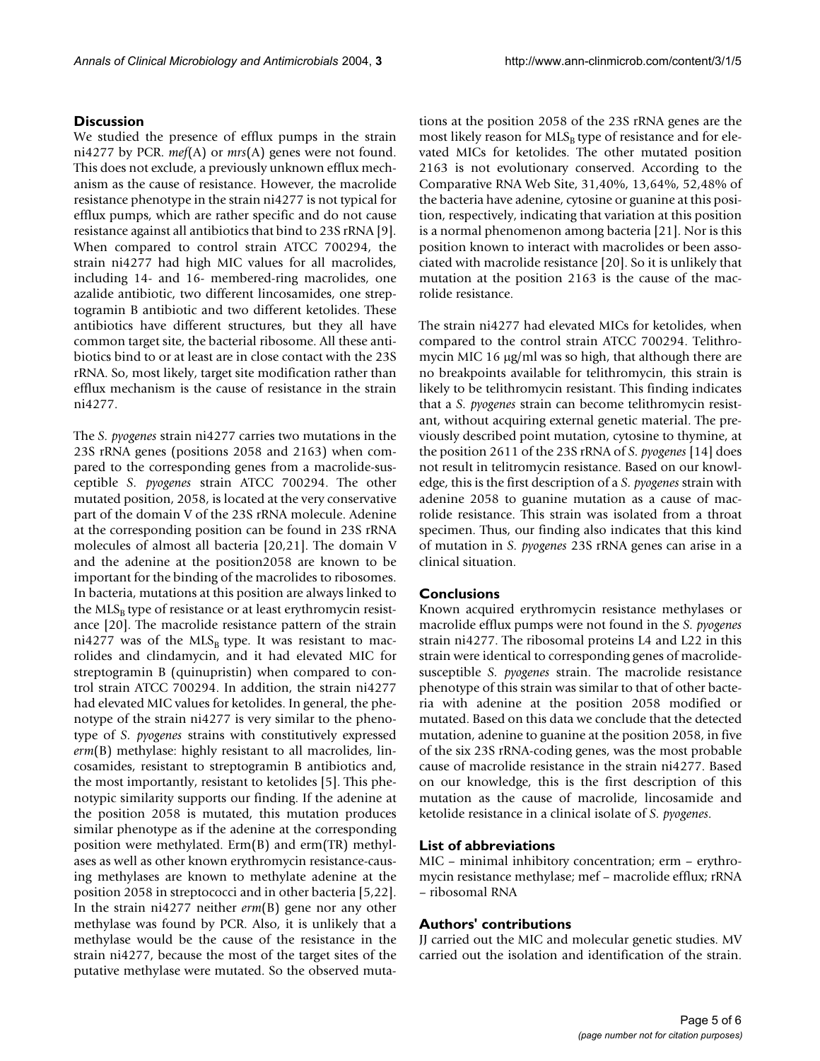## Discussion

We studied the presence of efflux pumps in the strain ni4277 by PCR. *mef*(A) or *mrs*(A) genes were not found. This does not exclude, a previously unknown efflux mechanism as the cause of resistance. However, the macrolide resistance phenotype in the strain ni4277 is not typical for efflux pumps, which are rather specific and do not cause resistance against all antibiotics that bind to 23S rRNA [9]. When compared to control strain ATCC 700294, the strain ni4277 had high MIC values for all macrolides, including 14- and 16- membered-ring macrolides, one azalide antibiotic, two different lincosamides, one streptogramin B antibiotic and two different ketolides. These antibiotics have different structures, but they all have common target site, the bacterial ribosome. All these antibiotics bind to or at least are in close contact with the 23S rRNA. So, most likely, target site modification rather than efflux mechanism is the cause of resistance in the strain ni4277.

The *S. pyogenes* strain ni4277 carries two mutations in the 23S rRNA genes (positions 2058 and 2163) when compared to the corresponding genes from a macrolide-susceptible *S. pyogenes* strain ATCC 700294. The other mutated position, 2058, is located at the very conservative part of the domain V of the 23S rRNA molecule. Adenine at the corresponding position can be found in 23S rRNA molecules of almost all bacteria [20,21]. The domain V and the adenine at the position2058 are known to be important for the binding of the macrolides to ribosomes. In bacteria, mutations at this position are always linked to the $MLS_B$ type of resistance or at least erythromycin resistance [20]. The macrolide resistance pattern of the strain ni4277 was of the $MLS_B$ type. It was resistant to macrolides and clindamycin, and it had elevated MIC for streptogramin B (quinupristin) when compared to control strain ATCC 700294. In addition, the strain ni4277 had elevated MIC values for ketolides. In general, the phenotype of the strain ni4277 is very similar to the phenotype of *S. pyogenes* strains with constitutively expressed *erm*(B) methylase: highly resistant to all macrolides, lincosamides, resistant to streptogramin B antibiotics and, the most importantly, resistant to ketolides [5]. This phenotypic similarity supports our finding. If the adenine at the position 2058 is mutated, this mutation produces similar phenotype as if the adenine at the corresponding position were methylated. Erm(B) and erm(TR) methylases as well as other known erythromycin resistance-causing methylases are known to methylate adenine at the position 2058 in streptococci and in other bacteria [5,22]. In the strain ni4277 neither *erm*(B) gene nor any other methylase was found by PCR. Also, it is unlikely that a methylase would be the cause of the resistance in the strain ni4277, because the most of the target sites of the putative methylase were mutated. So the observed mutations at the position 2058 of the 23S rRNA genes are the most likely reason for $MLS_B$ type of resistance and for elevated MICs for ketolides. The other mutated position 2163 is not evolutionary conserved. According to the Comparative RNA Web Site, 31,40%, 13,64%, 52,48% of the bacteria have adenine, cytosine or guanine at this position, respectively, indicating that variation at this position is a normal phenomenon among bacteria [21]. Nor is this position known to interact with macrolides or been associated with macrolide resistance [20]. So it is unlikely that mutation at the position 2163 is the cause of the macrolide resistance.

The strain ni4277 had elevated MICs for ketolides, when compared to the control strain ATCC 700294. Telithromycin MIC 16 μg/ml was so high, that although there are no breakpoints available for telithromycin, this strain is likely to be telithromycin resistant. This finding indicates that a *S. pyogenes* strain can become telithromycin resistant, without acquiring external genetic material. The previously described point mutation, cytosine to thymine, at the position 2611 of the 23S rRNA of *S. pyogenes* [14] does not result in telitromycin resistance. Based on our knowledge, this is the first description of a *S. pyogenes* strain with adenine 2058 to guanine mutation as a cause of macrolide resistance. This strain was isolated from a throat specimen. Thus, our finding also indicates that this kind of mutation in *S. pyogenes* 23S rRNA genes can arise in a clinical situation.

## Conclusions

Known acquired erythromycin resistance methylases or macrolide efflux pumps were not found in the *S. pyogenes* strain ni4277. The ribosomal proteins L4 and L22 in this strain were identical to corresponding genes of macrolide-susceptible *S. pyogenes* strain. The macrolide resistance phenotype of this strain was similar to that of other bacteria with adenine at the position 2058 modified or mutated. Based on this data we conclude that the detected mutation, adenine to guanine at the position 2058, in five of the six 23S rRNA-coding genes, was the most probable cause of macrolide resistance in the strain ni4277. Based on our knowledge, this is the first description of this mutation as the cause of macrolide, lincosamide and ketolide resistance in a clinical isolate of *S. pyogenes*.

## List of abbreviations

MIC – minimal inhibitory concentration; erm – erythromycin resistance methylase; mef – macrolide efflux; rRNA – ribosomal RNA

## Authors' contributions

JJ carried out the MIC and molecular genetic studies. MV carried out the isolation and identification of the strain.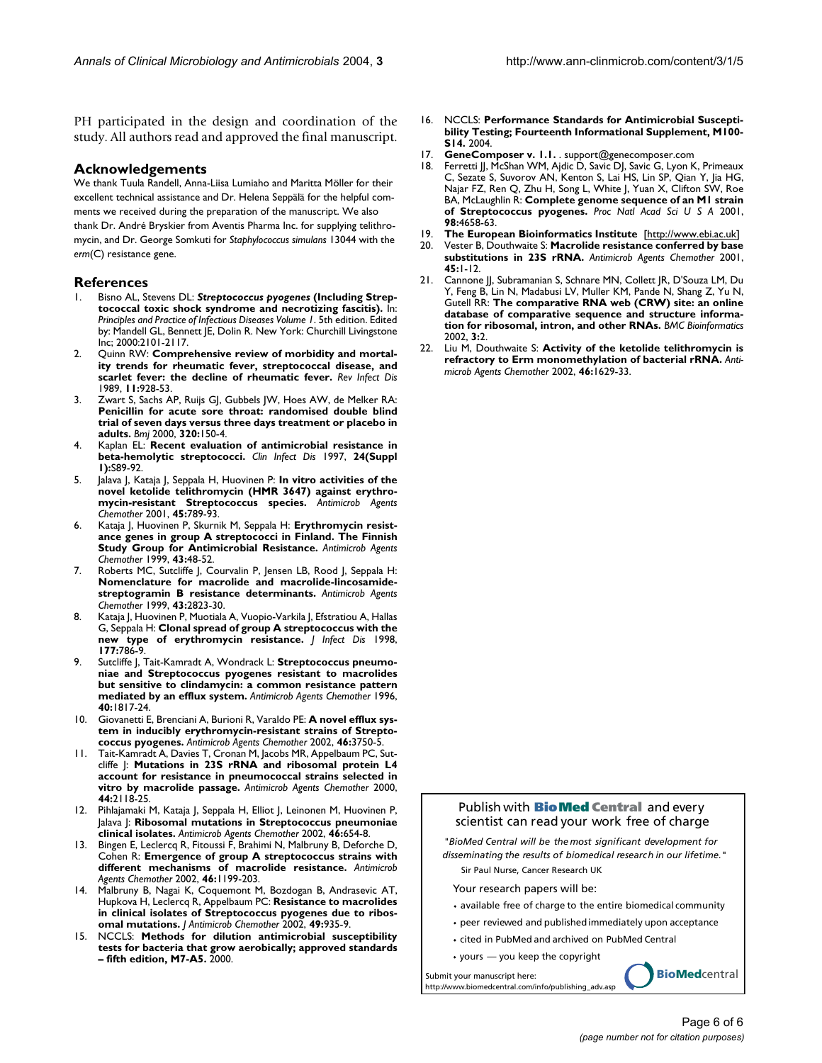PH participated in the design and coordination of the study. All authors read and approved the final manuscript.

## Acknowledgements

We thank Tuula Randell, Anna-Liisa Lumiaho and Maritta Möller for their excellent technical assistance and Dr. Helena Seppälä for the helpful comments we received during the preparation of the manuscript. We also thank Dr. André Bryskier from Aventis Pharma Inc. for supplying telithromycin, and Dr. George Somkuti for *Staphylococcus simulans* 13044 with the *erm*(C) resistance gene.

## References

1. Bisno AL, Stevens DL: ***Streptococcus pyogenes* (Including Streptococcal toxic shock syndrome and necrotizing fascitis).** In: *Principles and Practice of Infectious Diseases Volume 1*. 5th edition. Edited by: Mandell GL, Bennett JE, Dolin R. New York: Churchill Livingstone Inc; 2000:2101-2117.
2. Quinn RW: **Comprehensive review of morbidity and mortality trends for rheumatic fever, streptococcal disease, and scarlet fever: the decline of rheumatic fever.** *Rev Infect Dis* 1989, **11:**928-53.
3. Zwart S, Sachs AP, Ruijs GJ, Gubbels JW, Hoes AW, de Melker RA: **Penicillin for acute sore throat: randomised double blind trial of seven days versus three days treatment or placebo in adults.** *Bmj* 2000, **320:**150-4.
4. Kaplan EL: **Recent evaluation of antimicrobial resistance in beta-hemolytic streptococci.** *Clin Infect Dis* 1997, **24(Suppl 1):**S89-92.
5. Jalava J, Kataja J, Seppala H, Huovinen P: **In vitro activities of the novel ketolide telithromycin (HMR 3647) against erythromycin-resistant Streptococcus species.** *Antimicrob Agents Chemother* 2001, **45:**789-93.
6. Kataja J, Huovinen P, Skurnik M, Seppala H: **Erythromycin resistance genes in group A streptococci in Finland. The Finnish Study Group for Antimicrobial Resistance.** *Antimicrob Agents Chemother* 1999, **43:**48-52.
7. Roberts MC, Sutcliffe J, Courvalin P, Jensen LB, Rood J, Seppala H: **Nomenclature for macrolide and macrolide-lincosamide-streptogramin B resistance determinants.** *Antimicrob Agents Chemother* 1999, **43:**2823-30.
8. Kataja J, Huovinen P, Muotiala A, Vuopio-Varkila J, Efstratiou A, Hallas G, Seppala H: **Clonal spread of group A streptococcus with the new type of erythromycin resistance.** *J Infect Dis* 1998, **177:**786-9.
9. Sutcliffe J, Tait-Kamradt A, Wondrack L: **Streptococcus pneumoniae and Streptococcus pyogenes resistant to macrolides but sensitive to clindamycin: a common resistance pattern mediated by an efflux system.** *Antimicrob Agents Chemother* 1996, **40:**1817-24.
10. Giovanetti E, Brenciani A, Burioni R, Varaldo PE: **A novel efflux system in inducibly erythromycin-resistant strains of Streptococcus pyogenes.** *Antimicrob Agents Chemother* 2002, **46:**3750-5.
11. Tait-Kamradt A, Davies T, Cronan M, Jacobs MR, Appelbaum PC, Sutcliffe J: **Mutations in 23S rRNA and ribosomal protein L4 account for resistance in pneumococcal strains selected in vitro by macrolide passage.** *Antimicrob Agents Chemother* 2000, **44:**2118-25.
12. Pihlajamaki M, Kataja J, Seppala H, Elliot J, Leinonen M, Huovinen P, Jalava J: **Ribosomal mutations in Streptococcus pneumoniae clinical isolates.** *Antimicrob Agents Chemother* 2002, **46:**654-8.
13. Bingen E, Leclercq R, Fitoussi F, Brahimi N, Malbruny B, Deforche D, Cohen R: **Emergence of group A streptococcus strains with different mechanisms of macrolide resistance.** *Antimicrob Agents Chemother* 2002, **46:**1199-203.
14. Malbruny B, Nagai K, Coquemont M, Bozdogan B, Andrasevic AT, Hupkova H, Leclercq R, Appelbaum PC: **Resistance to macrolides in clinical isolates of Streptococcus pyogenes due to ribosomal mutations.** *J Antimicrob Chemother* 2002, **49:**935-9.
15. NCCLS: **Methods for dilution antimicrobial susceptibility tests for bacteria that grow aerobically; approved standards – fifth edition, M7-A5.** 2000.
16. NCCLS: **Performance Standards for Antimicrobial Susceptibility Testing; Fourteenth Informational Supplement, M100-S14.** 2004.
17. **GeneComposer v. 1.1.** . support@genecomposer.com
18. Ferretti JJ, McShan WM, Ajdic D, Savic DJ, Savic G, Lyon K, Primeaux C, Sezate S, Suvorov AN, Kenton S, Lai HS, Lin SP, Qian Y, Jia HG, Najar FZ, Ren Q, Zhu H, Song L, White J, Yuan X, Clifton SW, Roe BA, McLaughlin R: **Complete genome sequence of an M1 strain of Streptococcus pyogenes.** *Proc Natl Acad Sci U S A* 2001, **98:**4658-63.
19. **The European Bioinformatics Institute** [http://www.ebi.ac.uk]
20. Vester B, Douthwaite S: **Macrolide resistance conferred by base substitutions in 23S rRNA.** *Antimicrob Agents Chemother* 2001, **45:**1-12.
21. Cannone JJ, Subramanian S, Schnare MN, Collett JR, D'Souza LM, Du Y, Feng B, Lin N, Madabusi LV, Muller KM, Pande N, Shang Z, Yu N, Gutell RR: **The comparative RNA web (CRW) site: an online database of comparative sequence and structure information for ribosomal, intron, and other RNAs.** *BMC Bioinformatics* 2002, **3:**2.
22. Liu M, Douthwaite S: **Activity of the ketolide telithromycin is refractory to Erm monomethylation of bacterial rRNA.** *Antimicrob Agents Chemother* 2002, **46:**1629-33.

Publish with **BioMed Central** and every scientist can read your work free of charge

*"BioMed Central will be the most significant development for disseminating the results of biomedical research in our lifetime."*
Sir Paul Nurse, Cancer Research UK

Your research papers will be:

- available free of charge to the entire biomedical community
- peer reviewed and published immediately upon acceptance
- cited in PubMed and archived on PubMed Central
- yours — you keep the copyright

Submit your manuscript here:
http://www.biomedcentral.com/info/publishing_adv.asp

BioMedcentral